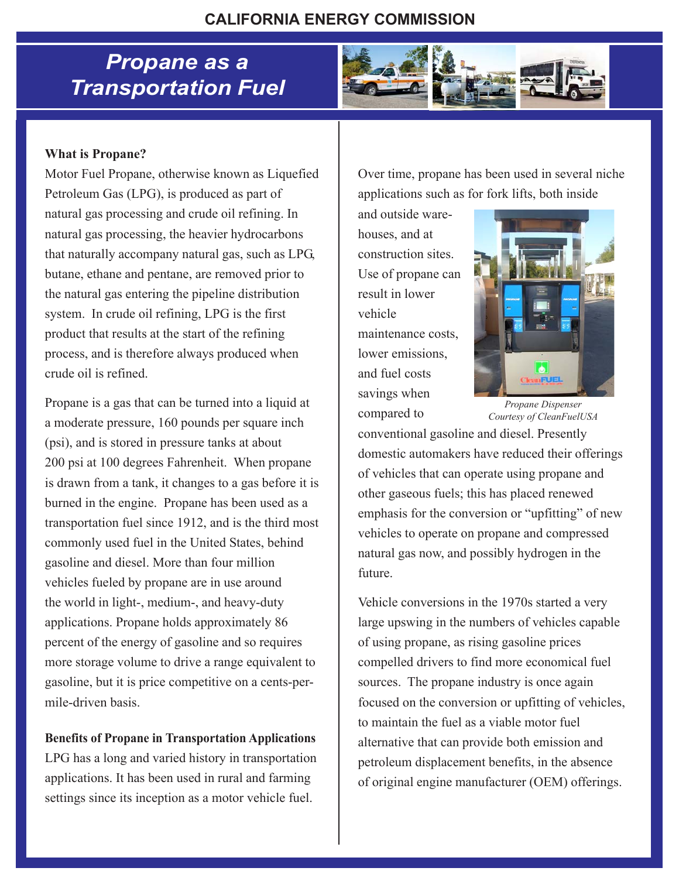CALIFORNIA ENERGY COMMISSION

# Propane as a Transportation Fuel

### What is Propane?

Motor Fuel Propane, otherwise known as Liquefied Petroleum Gas (LPG), is produced as part of natural gas processing and crude oil refining. In natural gas processing, the heavier hydrocarbons that naturally accompany natural gas, such as LPG, butane, ethane and pentane, are removed prior to the natural gas entering the pipeline distribution system. In crude oil refining, LPG is the first product that results at the start of the refining process, and is therefore always produced when crude oil is refined.

Propane is a gas that can be turned into a liquid at a moderate pressure, 160 pounds per square inch (psi), and is stored in pressure tanks at about 200 psi at 100 degrees Fahrenheit. When propane is drawn from a tank, it changes to a gas before it is burned in the engine. Propane has been used as a transportation fuel since 1912, and is the third most commonly used fuel in the United States, behind gasoline and diesel. More than four million vehicles fueled by propane are in use around the world in light-, medium-, and heavy-duty applications. Propane holds approximately 86 percent of the energy of gasoline and so requires more storage volume to drive a range equivalent to gasoline, but it is price competitive on a cents-per-mile-driven basis.

### Benefits of Propane in Transportation Applications

LPG has a long and varied history in transportation applications. It has been used in rural and farming settings since its inception as a motor vehicle fuel.

Over time, propane has been used in several niche applications such as for fork lifts, both inside and outside warehouses, and at construction sites. Use of propane can result in lower vehicle maintenance costs, lower emissions, and fuel costs savings when compared to conventional gasoline and diesel. Presently domestic automakers have reduced their offerings of vehicles that can operate using propane and other gaseous fuels; this has placed renewed emphasis for the conversion or "upfitting" of new vehicles to operate on propane and compressed natural gas now, and possibly hydrogen in the future.

*Propane Dispenser*
*Courtesy of CleanFuelUSA*

Vehicle conversions in the 1970s started a very large upswing in the numbers of vehicles capable of using propane, as rising gasoline prices compelled drivers to find more economical fuel sources. The propane industry is once again focused on the conversion or upfitting of vehicles, to maintain the fuel as a viable motor fuel alternative that can provide both emission and petroleum displacement benefits, in the absence of original engine manufacturer (OEM) offerings.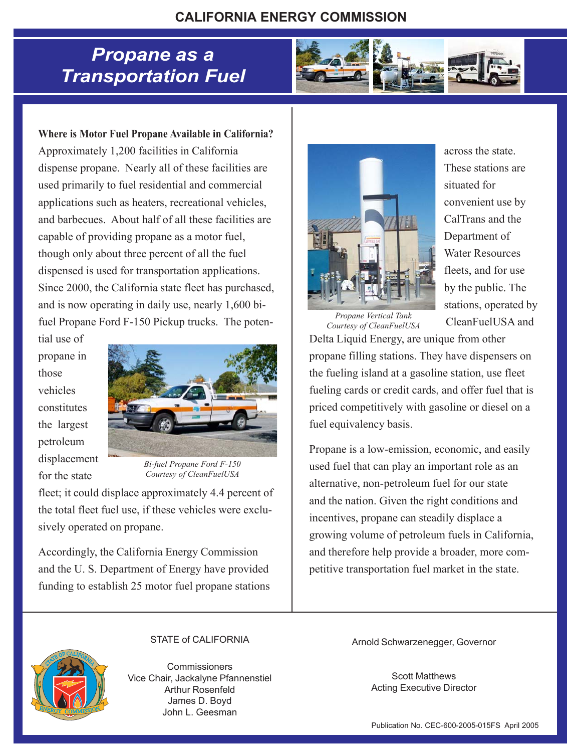CALIFORNIA ENERGY COMMISSION

# Propane as a Transportation Fuel

**Where is Motor Fuel Propane Available in California?**

Approximately 1,200 facilities in California dispense propane. Nearly all of these facilities are used primarily to fuel residential and commercial applications such as heaters, recreational vehicles, and barbecues. About half of all these facilities are capable of providing propane as a motor fuel, though only about three percent of all the fuel dispensed is used for transportation applications. Since 2000, the California state fleet has purchased, and is now operating in daily use, nearly 1,600 bi-fuel Propane Ford F-150 Pickup trucks. The potential use of propane in those vehicles constitutes the largest petroleum displacement for the state fleet; it could displace approximately 4.4 percent of the total fleet fuel use, if these vehicles were exclusively operated on propane.

*Bi-fuel Propane Ford F-150*
*Courtesy of CleanFuelUSA*

Accordingly, the California Energy Commission and the U. S. Department of Energy have provided funding to establish 25 motor fuel propane stations across the state. These stations are situated for convenient use by CalTrans and the Department of Water Resources fleets, and for use by the public. The stations, operated by CleanFuelUSA and Delta Liquid Energy, are unique from other propane filling stations. They have dispensers on the fueling island at a gasoline station, use fleet fueling cards or credit cards, and offer fuel that is priced competitively with gasoline or diesel on a fuel equivalency basis.

*Propane Vertical Tank*
*Courtesy of CleanFuelUSA*

Propane is a low-emission, economic, and easily used fuel that can play an important role as an alternative, non-petroleum fuel for our state and the nation. Given the right conditions and incentives, propane can steadily displace a growing volume of petroleum fuels in California, and therefore help provide a broader, more competitive transportation fuel market in the state.

STATE of CALIFORNIA

Commissioners
Vice Chair, Jackalyne Pfannenstiel
Arthur Rosenfeld
James D. Boyd
John L. Geesman

Arnold Schwarzenegger, Governor

Scott Matthews
Acting Executive Director

Publication No. CEC-600-2005-015FS April 2005